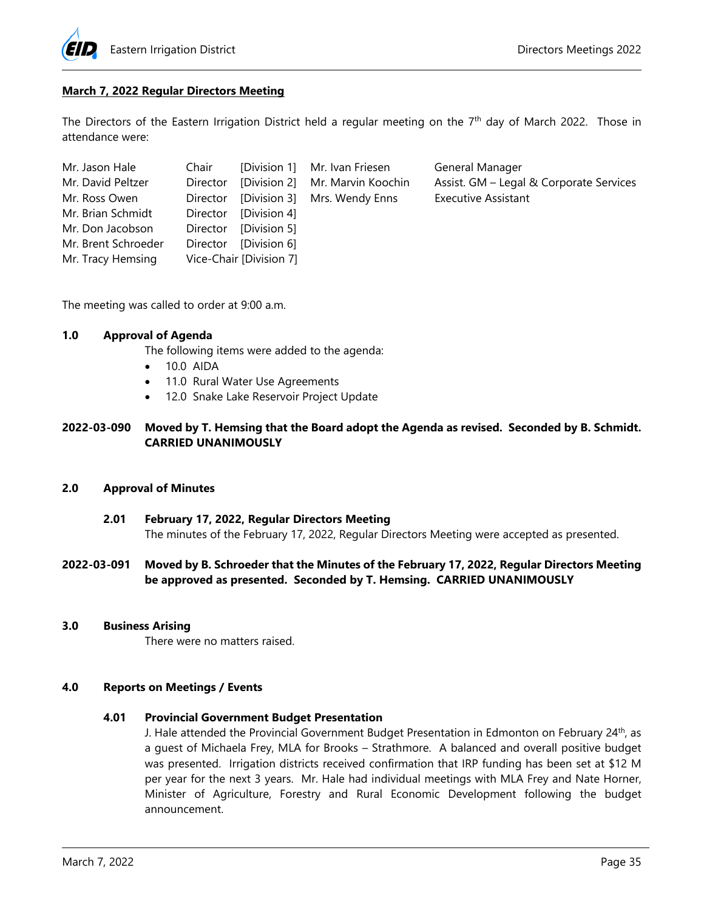## March 7, 2022 Regular Directors Meeting

The Directors of the Eastern Irrigation District held a regular meeting on the 7th day of March 2022. Those in attendance were:

| | | | | |
|---|---|---|---|---|
| Mr. Jason Hale | Chair | [Division 1] | Mr. Ivan Friesen | General Manager |
| Mr. David Peltzer | Director | [Division 2] | Mr. Marvin Koochin | Assist. GM – Legal & Corporate Services |
| Mr. Ross Owen | Director | [Division 3] | Mrs. Wendy Enns | Executive Assistant |
| Mr. Brian Schmidt | Director | [Division 4] | | |
| Mr. Don Jacobson | Director | [Division 5] | | |
| Mr. Brent Schroeder | Director | [Division 6] | | |
| Mr. Tracy Hemsing | Vice-Chair | [Division 7] | | |

The meeting was called to order at 9:00 a.m.

### 1.0 Approval of Agenda

The following items were added to the agenda:

- 10.0 AIDA
- 11.0 Rural Water Use Agreements
- 12.0 Snake Lake Reservoir Project Update

**2022-03-090 Moved by T. Hemsing that the Board adopt the Agenda as revised. Seconded by B. Schmidt. CARRIED UNANIMOUSLY**

### 2.0 Approval of Minutes

#### 2.01 February 17, 2022, Regular Directors Meeting

The minutes of the February 17, 2022, Regular Directors Meeting were accepted as presented.

**2022-03-091 Moved by B. Schroeder that the Minutes of the February 17, 2022, Regular Directors Meeting be approved as presented. Seconded by T. Hemsing. CARRIED UNANIMOUSLY**

### 3.0 Business Arising

There were no matters raised.

### 4.0 Reports on Meetings / Events

#### 4.01 Provincial Government Budget Presentation

J. Hale attended the Provincial Government Budget Presentation in Edmonton on February 24th, as a guest of Michaela Frey, MLA for Brooks – Strathmore. A balanced and overall positive budget was presented. Irrigation districts received confirmation that IRP funding has been set at $12 M per year for the next 3 years. Mr. Hale had individual meetings with MLA Frey and Nate Horner, Minister of Agriculture, Forestry and Rural Economic Development following the budget announcement.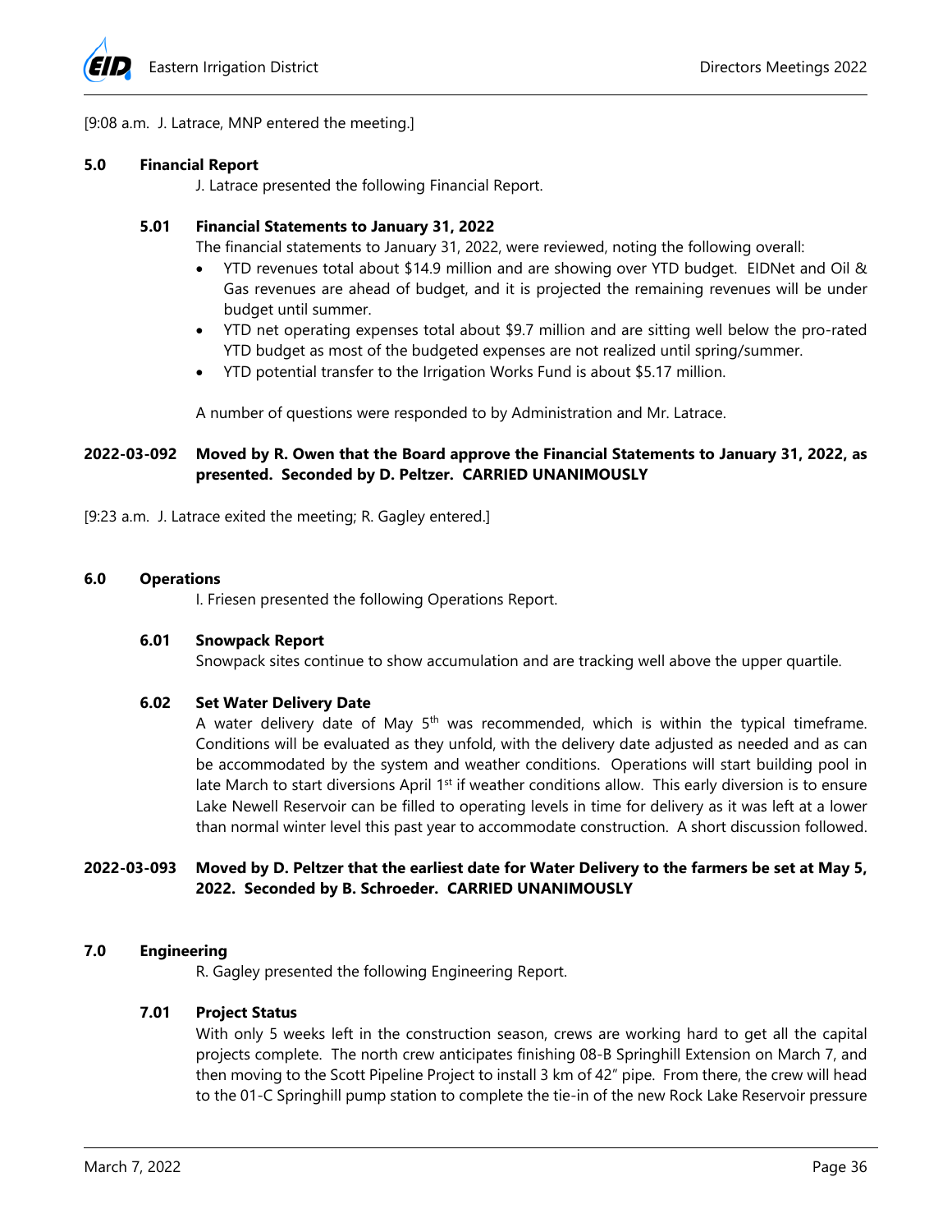[9:08 a.m. J. Latrace, MNP entered the meeting.]

**5.0 Financial Report**

J. Latrace presented the following Financial Report.

**5.01 Financial Statements to January 31, 2022**

The financial statements to January 31, 2022, were reviewed, noting the following overall:

- YTD revenues total about $14.9 million and are showing over YTD budget. EIDNet and Oil & Gas revenues are ahead of budget, and it is projected the remaining revenues will be under budget until summer.
- YTD net operating expenses total about $9.7 million and are sitting well below the pro-rated YTD budget as most of the budgeted expenses are not realized until spring/summer.
- YTD potential transfer to the Irrigation Works Fund is about $5.17 million.

A number of questions were responded to by Administration and Mr. Latrace.

**2022-03-092 Moved by R. Owen that the Board approve the Financial Statements to January 31, 2022, as presented. Seconded by D. Peltzer. CARRIED UNANIMOUSLY**

[9:23 a.m. J. Latrace exited the meeting; R. Gagley entered.]

**6.0 Operations**

I. Friesen presented the following Operations Report.

**6.01 Snowpack Report**

Snowpack sites continue to show accumulation and are tracking well above the upper quartile.

**6.02 Set Water Delivery Date**

A water delivery date of May 5th was recommended, which is within the typical timeframe. Conditions will be evaluated as they unfold, with the delivery date adjusted as needed and as can be accommodated by the system and weather conditions. Operations will start building pool in late March to start diversions April 1st if weather conditions allow. This early diversion is to ensure Lake Newell Reservoir can be filled to operating levels in time for delivery as it was left at a lower than normal winter level this past year to accommodate construction. A short discussion followed.

**2022-03-093 Moved by D. Peltzer that the earliest date for Water Delivery to the farmers be set at May 5, 2022. Seconded by B. Schroeder. CARRIED UNANIMOUSLY**

**7.0 Engineering**

R. Gagley presented the following Engineering Report.

**7.01 Project Status**

With only 5 weeks left in the construction season, crews are working hard to get all the capital projects complete. The north crew anticipates finishing 08-B Springhill Extension on March 7, and then moving to the Scott Pipeline Project to install 3 km of 42″ pipe. From there, the crew will head to the 01-C Springhill pump station to complete the tie-in of the new Rock Lake Reservoir pressure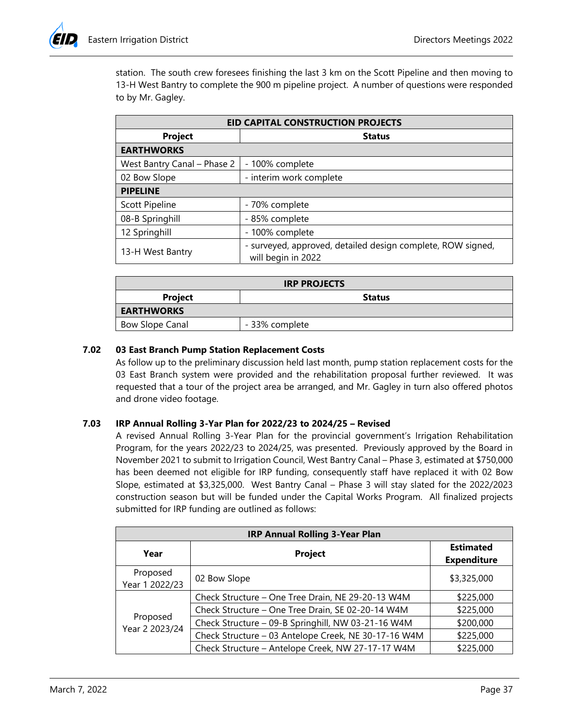station. The south crew foresees finishing the last 3 km on the Scott Pipeline and then moving to 13-H West Bantry to complete the 900 m pipeline project. A number of questions were responded to by Mr. Gagley.

| EID CAPITAL CONSTRUCTION PROJECTS | |
|---|---|
| **Project** | **Status** |
| **EARTHWORKS** | |
| West Bantry Canal – Phase 2 | - 100% complete |
| 02 Bow Slope | - interim work complete |
| **PIPELINE** | |
| Scott Pipeline | - 70% complete |
| 08-B Springhill | - 85% complete |
| 12 Springhill | - 100% complete |
| 13-H West Bantry | - surveyed, approved, detailed design complete, ROW signed, will begin in 2022 |

| IRP PROJECTS | |
|---|---|
| **Project** | **Status** |
| **EARTHWORKS** | |
| Bow Slope Canal | - 33% complete |

### 7.02 03 East Branch Pump Station Replacement Costs

As follow up to the preliminary discussion held last month, pump station replacement costs for the 03 East Branch system were provided and the rehabilitation proposal further reviewed. It was requested that a tour of the project area be arranged, and Mr. Gagley in turn also offered photos and drone video footage.

### 7.03 IRP Annual Rolling 3-Yar Plan for 2022/23 to 2024/25 – Revised

A revised Annual Rolling 3-Year Plan for the provincial government's Irrigation Rehabilitation Program, for the years 2022/23 to 2024/25, was presented. Previously approved by the Board in November 2021 to submit to Irrigation Council, West Bantry Canal – Phase 3, estimated at $750,000 has been deemed not eligible for IRP funding, consequently staff have replaced it with 02 Bow Slope, estimated at $3,325,000. West Bantry Canal – Phase 3 will stay slated for the 2022/2023 construction season but will be funded under the Capital Works Program. All finalized projects submitted for IRP funding are outlined as follows:

| IRP Annual Rolling 3-Year Plan | | |
|---|---|---|
| **Year** | **Project** | **Estimated Expenditure** |
| Proposed Year 1 2022/23 | 02 Bow Slope | $3,325,000 |
| Proposed Year 2 2023/24 | Check Structure – One Tree Drain, NE 29-20-13 W4M | $225,000 |
| | Check Structure – One Tree Drain, SE 02-20-14 W4M | $225,000 |
| | Check Structure – 09-B Springhill, NW 03-21-16 W4M | $200,000 |
| | Check Structure – 03 Antelope Creek, NE 30-17-16 W4M | $225,000 |
| | Check Structure – Antelope Creek, NW 27-17-17 W4M | $225,000 |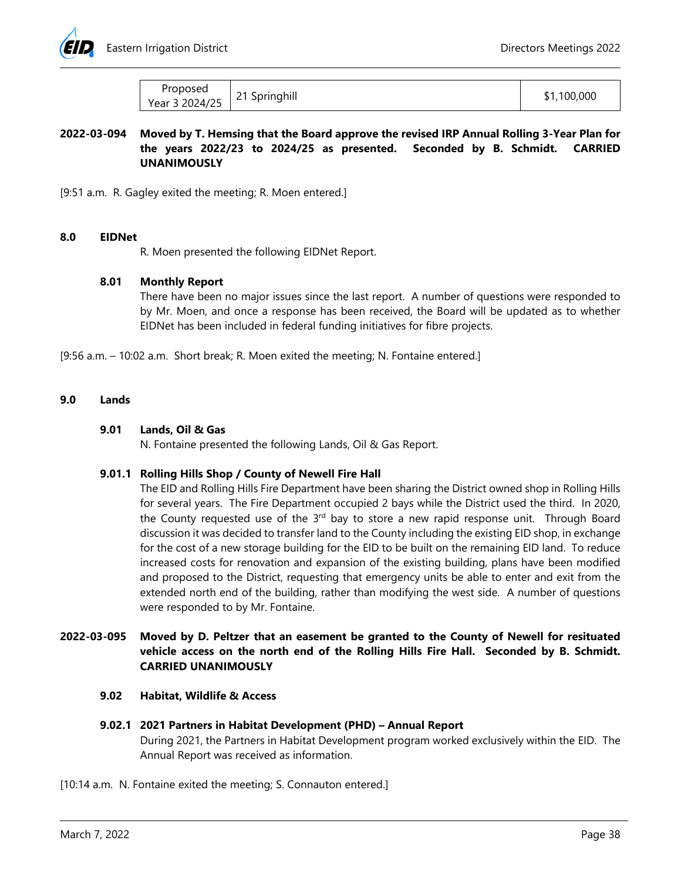| Proposed Year 3 2024/25 | 21 Springhill | $1,100,000 |
|---|---|---|

**2022-03-094 Moved by T. Hemsing that the Board approve the revised IRP Annual Rolling 3-Year Plan for the years 2022/23 to 2024/25 as presented. Seconded by B. Schmidt. CARRIED UNANIMOUSLY**

[9:51 a.m. R. Gagley exited the meeting; R. Moen entered.]

## 8.0 EIDNet

R. Moen presented the following EIDNet Report.

### 8.01 Monthly Report

There have been no major issues since the last report. A number of questions were responded to by Mr. Moen, and once a response has been received, the Board will be updated as to whether EIDNet has been included in federal funding initiatives for fibre projects.

[9:56 a.m. – 10:02 a.m. Short break; R. Moen exited the meeting; N. Fontaine entered.]

## 9.0 Lands

### 9.01 Lands, Oil & Gas

N. Fontaine presented the following Lands, Oil & Gas Report.

#### 9.01.1 Rolling Hills Shop / County of Newell Fire Hall

The EID and Rolling Hills Fire Department have been sharing the District owned shop in Rolling Hills for several years. The Fire Department occupied 2 bays while the District used the third. In 2020, the County requested use of the 3rd bay to store a new rapid response unit. Through Board discussion it was decided to transfer land to the County including the existing EID shop, in exchange for the cost of a new storage building for the EID to be built on the remaining EID land. To reduce increased costs for renovation and expansion of the existing building, plans have been modified and proposed to the District, requesting that emergency units be able to enter and exit from the extended north end of the building, rather than modifying the west side. A number of questions were responded to by Mr. Fontaine.

**2022-03-095 Moved by D. Peltzer that an easement be granted to the County of Newell for resituated vehicle access on the north end of the Rolling Hills Fire Hall. Seconded by B. Schmidt. CARRIED UNANIMOUSLY**

### 9.02 Habitat, Wildlife & Access

#### 9.02.1 2021 Partners in Habitat Development (PHD) – Annual Report

During 2021, the Partners in Habitat Development program worked exclusively within the EID. The Annual Report was received as information.

[10:14 a.m. N. Fontaine exited the meeting; S. Connauton entered.]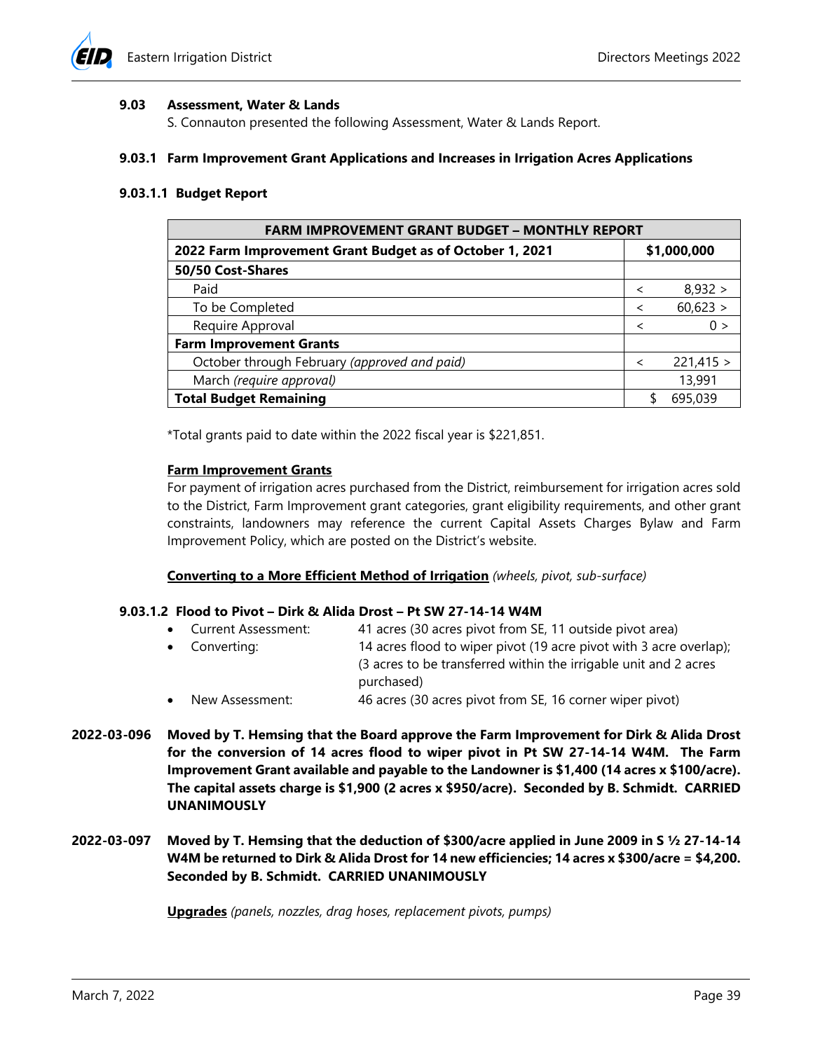### 9.03 Assessment, Water & Lands

S. Connauton presented the following Assessment, Water & Lands Report.

### 9.03.1 Farm Improvement Grant Applications and Increases in Irrigation Acres Applications

#### 9.03.1.1 Budget Report

| FARM IMPROVEMENT GRANT BUDGET – MONTHLY REPORT | |
|---|---|
| **2022 Farm Improvement Grant Budget as of October 1, 2021** | **$1,000,000** |
| **50/50 Cost-Shares** | |
| Paid | < 8,932 > |
| To be Completed | < 60,623 > |
| Require Approval | < 0 > |
| **Farm Improvement Grants** | |
| October through February *(approved and paid)* | < 221,415 > |
| March *(require approval)* | 13,991 |
| **Total Budget Remaining** | $ 695,039 |

*Total grants paid to date within the 2022 fiscal year is $221,851.

**Farm Improvement Grants**

For payment of irrigation acres purchased from the District, reimbursement for irrigation acres sold to the District, Farm Improvement grant categories, grant eligibility requirements, and other grant constraints, landowners may reference the current Capital Assets Charges Bylaw and Farm Improvement Policy, which are posted on the District's website.

**Converting to a More Efficient Method of Irrigation** *(wheels, pivot, sub-surface)*

#### 9.03.1.2 Flood to Pivot – Dirk & Alida Drost – Pt SW 27-14-14 W4M

- Current Assessment: 41 acres (30 acres pivot from SE, 11 outside pivot area)
- Converting: 14 acres flood to wiper pivot (19 acre pivot with 3 acre overlap); (3 acres to be transferred within the irrigable unit and 2 acres purchased)
- New Assessment: 46 acres (30 acres pivot from SE, 16 corner wiper pivot)

**2022-03-096** **Moved by T. Hemsing that the Board approve the Farm Improvement for Dirk & Alida Drost for the conversion of 14 acres flood to wiper pivot in Pt SW 27-14-14 W4M. The Farm Improvement Grant available and payable to the Landowner is $1,400 (14 acres x $100/acre). The capital assets charge is $1,900 (2 acres x $950/acre). Seconded by B. Schmidt. CARRIED UNANIMOUSLY**

**2022-03-097** **Moved by T. Hemsing that the deduction of $300/acre applied in June 2009 in S ½ 27-14-14 W4M be returned to Dirk & Alida Drost for 14 new efficiencies; 14 acres x $300/acre = $4,200. Seconded by B. Schmidt. CARRIED UNANIMOUSLY**

**Upgrades** *(panels, nozzles, drag hoses, replacement pivots, pumps)*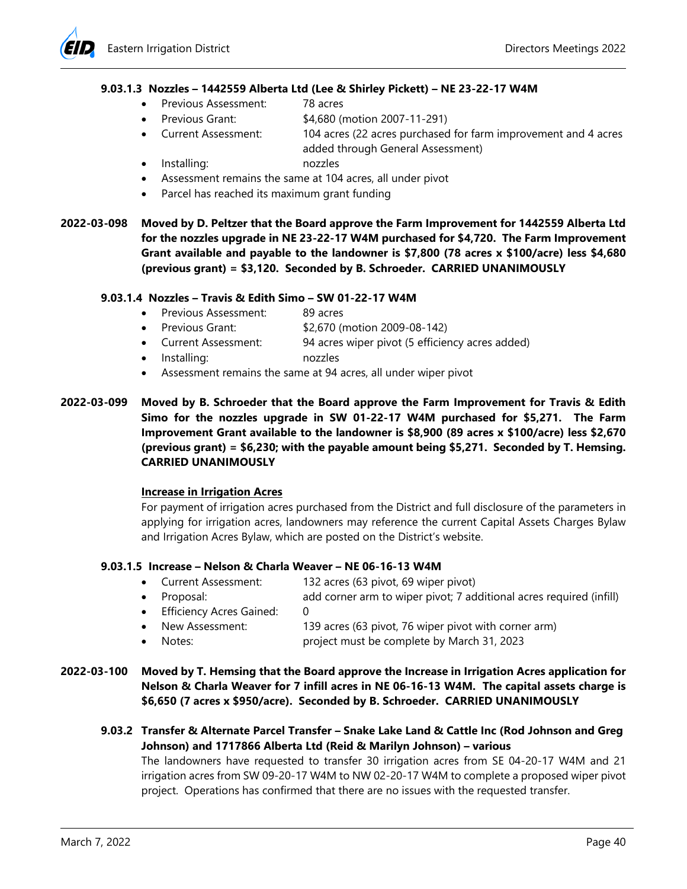#### 9.03.1.3 Nozzles – 1442559 Alberta Ltd (Lee & Shirley Pickett) – NE 23-22-17 W4M

- Previous Assessment: 78 acres
- Previous Grant: $4,680 (motion 2007-11-291)
- Current Assessment: 104 acres (22 acres purchased for farm improvement and 4 acres added through General Assessment)
- Installing: nozzles
- Assessment remains the same at 104 acres, all under pivot
- Parcel has reached its maximum grant funding

**2022-03-098 Moved by D. Peltzer that the Board approve the Farm Improvement for 1442559 Alberta Ltd for the nozzles upgrade in NE 23-22-17 W4M purchased for $4,720. The Farm Improvement Grant available and payable to the landowner is $7,800 (78 acres x $100/acre) less $4,680 (previous grant) = $3,120. Seconded by B. Schroeder. CARRIED UNANIMOUSLY**

#### 9.03.1.4 Nozzles – Travis & Edith Simo – SW 01-22-17 W4M

- Previous Assessment: 89 acres
- Previous Grant: $2,670 (motion 2009-08-142)
- Current Assessment: 94 acres wiper pivot (5 efficiency acres added)
- Installing: nozzles
- Assessment remains the same at 94 acres, all under wiper pivot

**2022-03-099 Moved by B. Schroeder that the Board approve the Farm Improvement for Travis & Edith Simo for the nozzles upgrade in SW 01-22-17 W4M purchased for $5,271. The Farm Improvement Grant available to the landowner is $8,900 (89 acres x $100/acre) less $2,670 (previous grant) = $6,230; with the payable amount being $5,271. Seconded by T. Hemsing. CARRIED UNANIMOUSLY**

**<u>Increase in Irrigation Acres</u>**

For payment of irrigation acres purchased from the District and full disclosure of the parameters in applying for irrigation acres, landowners may reference the current Capital Assets Charges Bylaw and Irrigation Acres Bylaw, which are posted on the District's website.

#### 9.03.1.5 Increase – Nelson & Charla Weaver – NE 06-16-13 W4M

- Current Assessment: 132 acres (63 pivot, 69 wiper pivot)
- Proposal: add corner arm to wiper pivot; 7 additional acres required (infill)
- Efficiency Acres Gained: 0
- New Assessment: 139 acres (63 pivot, 76 wiper pivot with corner arm)
- Notes: project must be complete by March 31, 2023

**2022-03-100 Moved by T. Hemsing that the Board approve the Increase in Irrigation Acres application for Nelson & Charla Weaver for 7 infill acres in NE 06-16-13 W4M. The capital assets charge is $6,650 (7 acres x $950/acre). Seconded by B. Schroeder. CARRIED UNANIMOUSLY**

### 9.03.2 Transfer & Alternate Parcel Transfer – Snake Lake Land & Cattle Inc (Rod Johnson and Greg Johnson) and 1717866 Alberta Ltd (Reid & Marilyn Johnson) – various

The landowners have requested to transfer 30 irrigation acres from SE 04-20-17 W4M and 21 irrigation acres from SW 09-20-17 W4M to NW 02-20-17 W4M to complete a proposed wiper pivot project. Operations has confirmed that there are no issues with the requested transfer.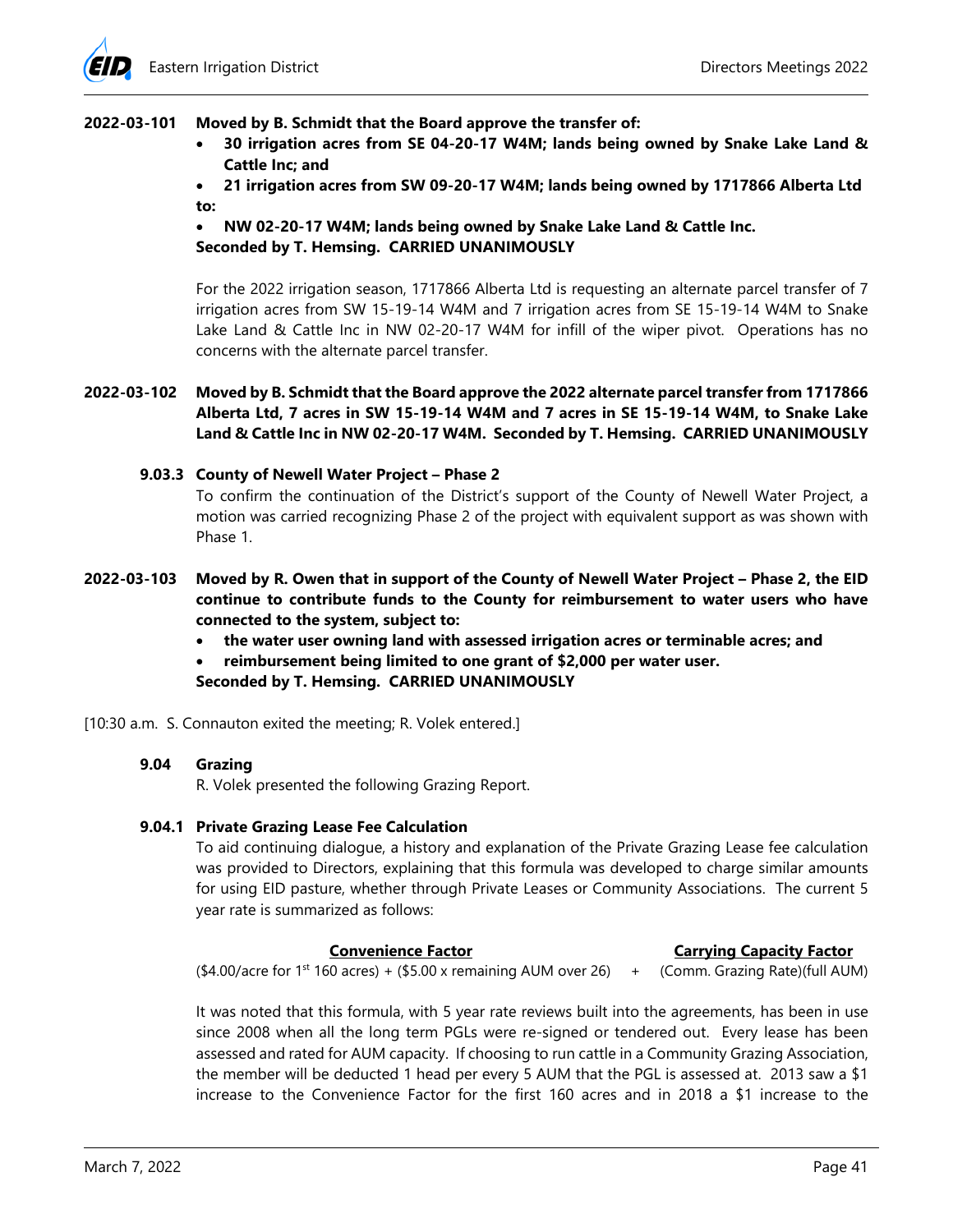**2022-03-101** **Moved by B. Schmidt that the Board approve the transfer of:**

- **30 irrigation acres from SE 04-20-17 W4M; lands being owned by Snake Lake Land & Cattle Inc; and**
- **21 irrigation acres from SW 09-20-17 W4M; lands being owned by 1717866 Alberta Ltd**

**to:**

- **NW 02-20-17 W4M; lands being owned by Snake Lake Land & Cattle Inc.**

**Seconded by T. Hemsing. CARRIED UNANIMOUSLY**

For the 2022 irrigation season, 1717866 Alberta Ltd is requesting an alternate parcel transfer of 7 irrigation acres from SW 15-19-14 W4M and 7 irrigation acres from SE 15-19-14 W4M to Snake Lake Land & Cattle Inc in NW 02-20-17 W4M for infill of the wiper pivot. Operations has no concerns with the alternate parcel transfer.

**2022-03-102** **Moved by B. Schmidt that the Board approve the 2022 alternate parcel transfer from 1717866 Alberta Ltd, 7 acres in SW 15-19-14 W4M and 7 acres in SE 15-19-14 W4M, to Snake Lake Land & Cattle Inc in NW 02-20-17 W4M. Seconded by T. Hemsing. CARRIED UNANIMOUSLY**

### 9.03.3 County of Newell Water Project – Phase 2

To confirm the continuation of the District's support of the County of Newell Water Project, a motion was carried recognizing Phase 2 of the project with equivalent support as was shown with Phase 1.

**2022-03-103** **Moved by R. Owen that in support of the County of Newell Water Project – Phase 2, the EID continue to contribute funds to the County for reimbursement to water users who have connected to the system, subject to:**

- **the water user owning land with assessed irrigation acres or terminable acres; and**
- **reimbursement being limited to one grant of $2,000 per water user.**

**Seconded by T. Hemsing. CARRIED UNANIMOUSLY**

[10:30 a.m. S. Connauton exited the meeting; R. Volek entered.]

## 9.04 Grazing

R. Volek presented the following Grazing Report.

### 9.04.1 Private Grazing Lease Fee Calculation

To aid continuing dialogue, a history and explanation of the Private Grazing Lease fee calculation was provided to Directors, explaining that this formula was developed to charge similar amounts for using EID pasture, whether through Private Leases or Community Associations. The current 5 year rate is summarized as follows:

| Convenience Factor | | Carrying Capacity Factor |
|---|---|---|
| ($4.00/acre for 1st 160 acres) + ($5.00 x remaining AUM over 26) | + | (Comm. Grazing Rate)(full AUM) |

It was noted that this formula, with 5 year rate reviews built into the agreements, has been in use since 2008 when all the long term PGLs were re-signed or tendered out. Every lease has been assessed and rated for AUM capacity. If choosing to run cattle in a Community Grazing Association, the member will be deducted 1 head per every 5 AUM that the PGL is assessed at. 2013 saw a $1 increase to the Convenience Factor for the first 160 acres and in 2018 a $1 increase to the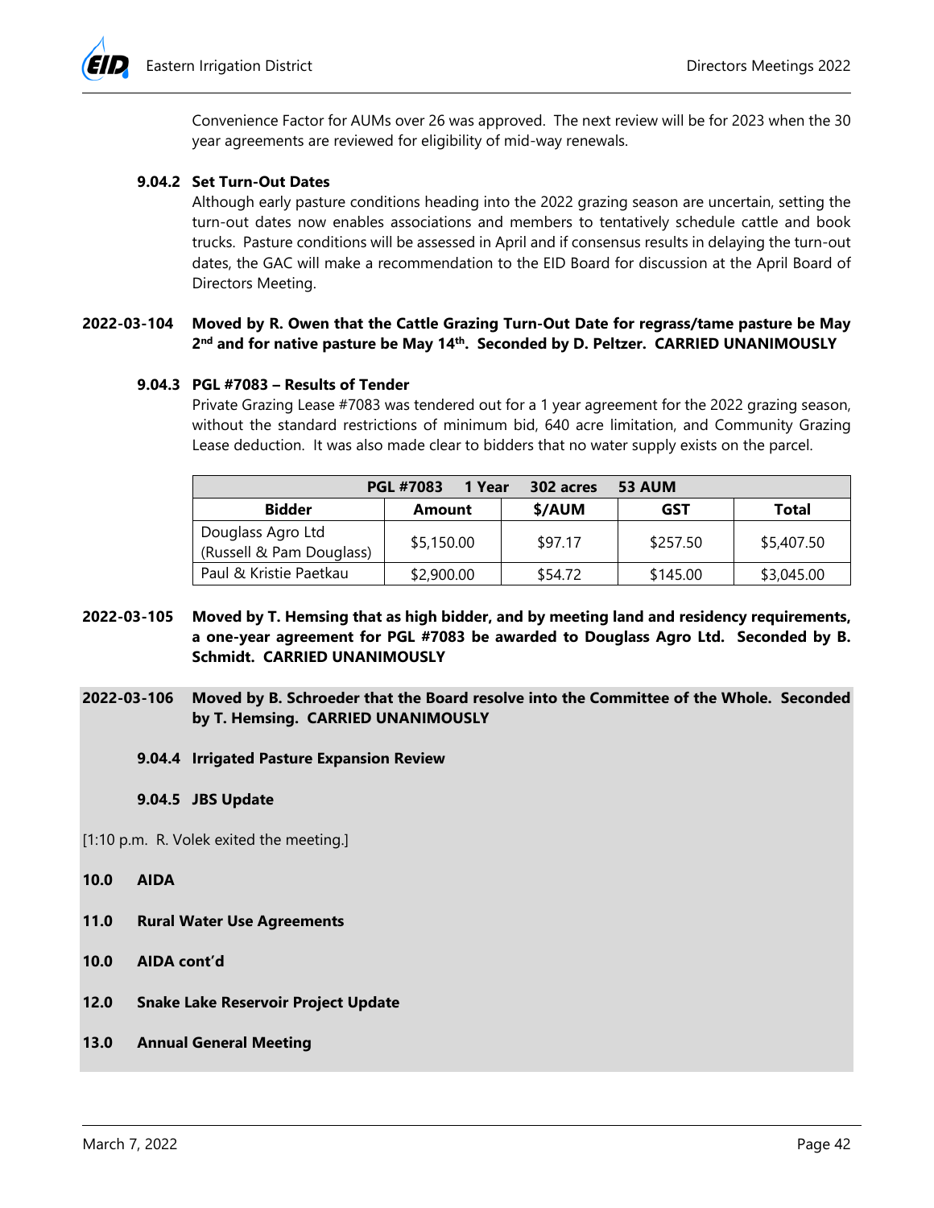Convenience Factor for AUMs over 26 was approved. The next review will be for 2023 when the 30 year agreements are reviewed for eligibility of mid-way renewals.

**9.04.2 Set Turn-Out Dates**

Although early pasture conditions heading into the 2022 grazing season are uncertain, setting the turn-out dates now enables associations and members to tentatively schedule cattle and book trucks. Pasture conditions will be assessed in April and if consensus results in delaying the turn-out dates, the GAC will make a recommendation to the EID Board for discussion at the April Board of Directors Meeting.

**2022-03-104 Moved by R. Owen that the Cattle Grazing Turn-Out Date for regrass/tame pasture be May 2nd and for native pasture be May 14th. Seconded by D. Peltzer. CARRIED UNANIMOUSLY**

**9.04.3 PGL #7083 – Results of Tender**

Private Grazing Lease #7083 was tendered out for a 1 year agreement for the 2022 grazing season, without the standard restrictions of minimum bid, 640 acre limitation, and Community Grazing Lease deduction. It was also made clear to bidders that no water supply exists on the parcel.

| PGL #7083 1 Year 302 acres 53 AUM | | | | |
|---|---|---|---|---|
| **Bidder** | **Amount** | **$/AUM** | **GST** | **Total** |
| Douglass Agro Ltd (Russell & Pam Douglass) | $5,150.00 | $97.17 | $257.50 | $5,407.50 |
| Paul & Kristie Paetkau | $2,900.00 | $54.72 | $145.00 | $3,045.00 |

**2022-03-105 Moved by T. Hemsing that as high bidder, and by meeting land and residency requirements, a one-year agreement for PGL #7083 be awarded to Douglass Agro Ltd. Seconded by B. Schmidt. CARRIED UNANIMOUSLY**

**2022-03-106 Moved by B. Schroeder that the Board resolve into the Committee of the Whole. Seconded by T. Hemsing. CARRIED UNANIMOUSLY**

**9.04.4 Irrigated Pasture Expansion Review**

**9.04.5 JBS Update**

[1:10 p.m. R. Volek exited the meeting.]

**10.0 AIDA**

**11.0 Rural Water Use Agreements**

**10.0 AIDA cont'd**

**12.0 Snake Lake Reservoir Project Update**

**13.0 Annual General Meeting**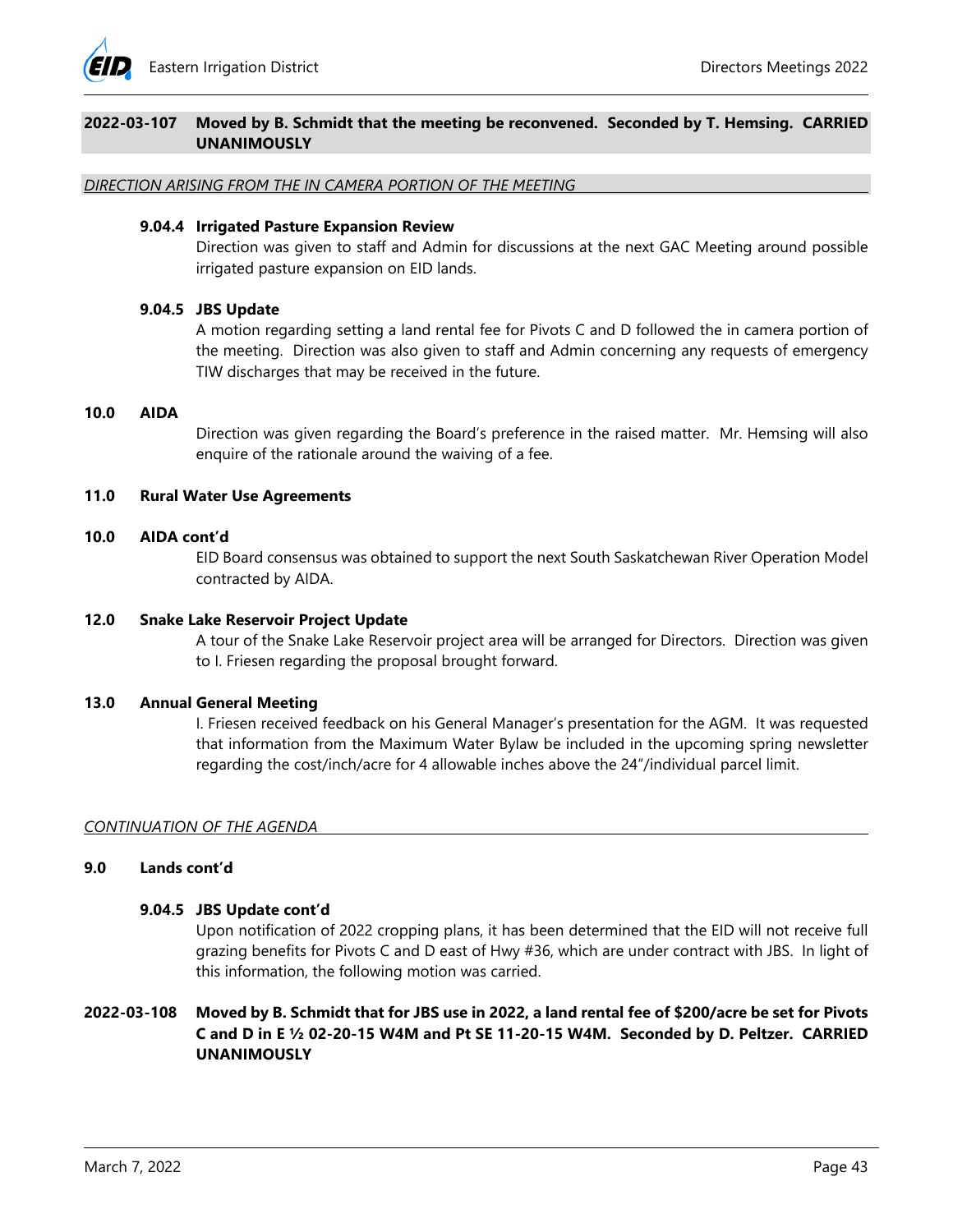**2022-03-107 Moved by B. Schmidt that the meeting be reconvened. Seconded by T. Hemsing. CARRIED UNANIMOUSLY**

*DIRECTION ARISING FROM THE IN CAMERA PORTION OF THE MEETING*

**9.04.4 Irrigated Pasture Expansion Review**

Direction was given to staff and Admin for discussions at the next GAC Meeting around possible irrigated pasture expansion on EID lands.

**9.04.5 JBS Update**

A motion regarding setting a land rental fee for Pivots C and D followed the in camera portion of the meeting. Direction was also given to staff and Admin concerning any requests of emergency TIW discharges that may be received in the future.

**10.0 AIDA**

Direction was given regarding the Board's preference in the raised matter. Mr. Hemsing will also enquire of the rationale around the waiving of a fee.

**11.0 Rural Water Use Agreements**

**10.0 AIDA cont'd**

EID Board consensus was obtained to support the next South Saskatchewan River Operation Model contracted by AIDA.

**12.0 Snake Lake Reservoir Project Update**

A tour of the Snake Lake Reservoir project area will be arranged for Directors. Direction was given to I. Friesen regarding the proposal brought forward.

**13.0 Annual General Meeting**

I. Friesen received feedback on his General Manager's presentation for the AGM. It was requested that information from the Maximum Water Bylaw be included in the upcoming spring newsletter regarding the cost/inch/acre for 4 allowable inches above the 24"/individual parcel limit.

*CONTINUATION OF THE AGENDA*

**9.0 Lands cont'd**

**9.04.5 JBS Update cont'd**

Upon notification of 2022 cropping plans, it has been determined that the EID will not receive full grazing benefits for Pivots C and D east of Hwy #36, which are under contract with JBS. In light of this information, the following motion was carried.

**2022-03-108 Moved by B. Schmidt that for JBS use in 2022, a land rental fee of $200/acre be set for Pivots C and D in E ½ 02-20-15 W4M and Pt SE 11-20-15 W4M. Seconded by D. Peltzer. CARRIED UNANIMOUSLY**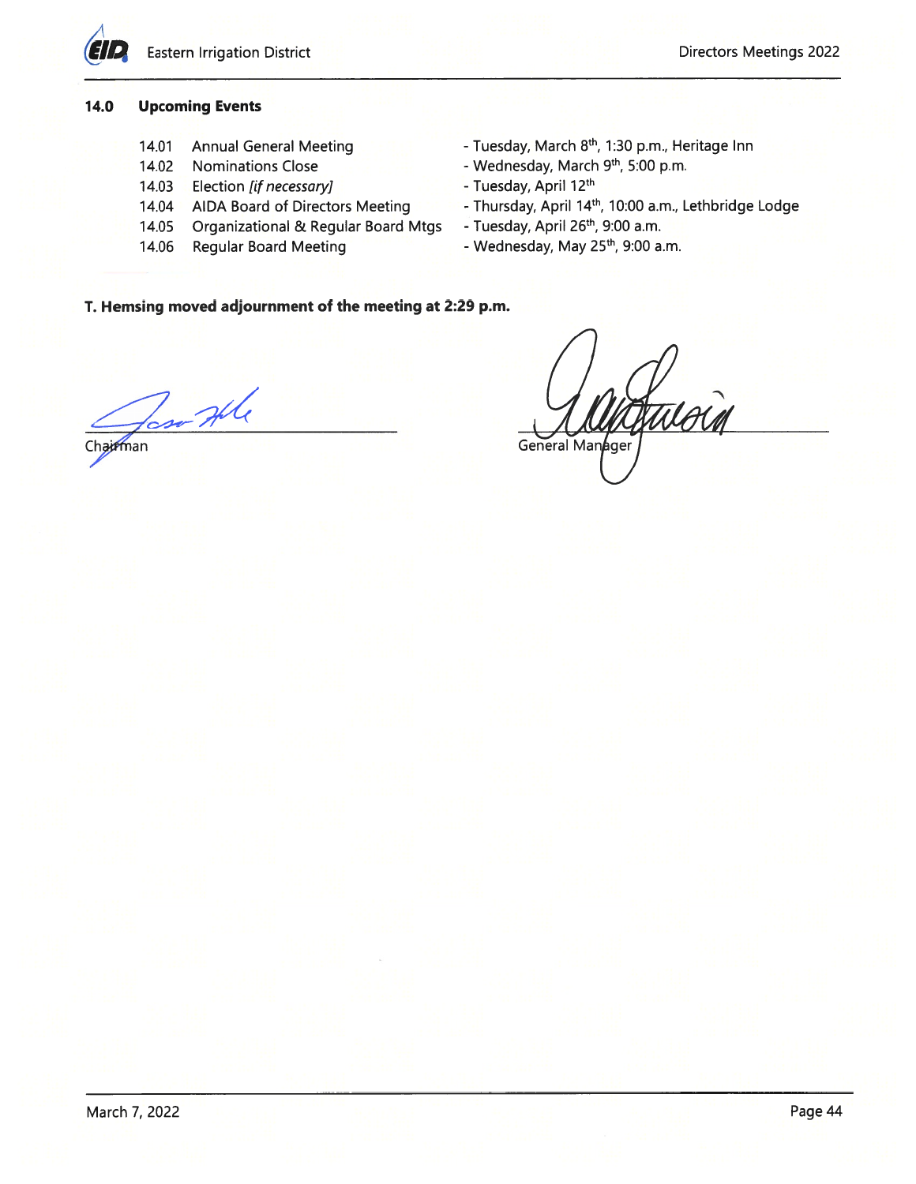## 14.0 Upcoming Events

| | | |
|---|---|---|
| 14.01 | Annual General Meeting | - Tuesday, March 8th, 1:30 p.m., Heritage Inn |
| 14.02 | Nominations Close | - Wednesday, March 9th, 5:00 p.m. |
| 14.03 | Election *[if necessary]* | - Tuesday, April 12th |
| 14.04 | AIDA Board of Directors Meeting | - Thursday, April 14th, 10:00 a.m., Lethbridge Lodge |
| 14.05 | Organizational & Regular Board Mtgs | - Tuesday, April 26th, 9:00 a.m. |
| 14.06 | Regular Board Meeting | - Wednesday, May 25th, 9:00 a.m. |

**T. Hemsing moved adjournment of the meeting at 2:29 p.m.**

Chairman

General Manager